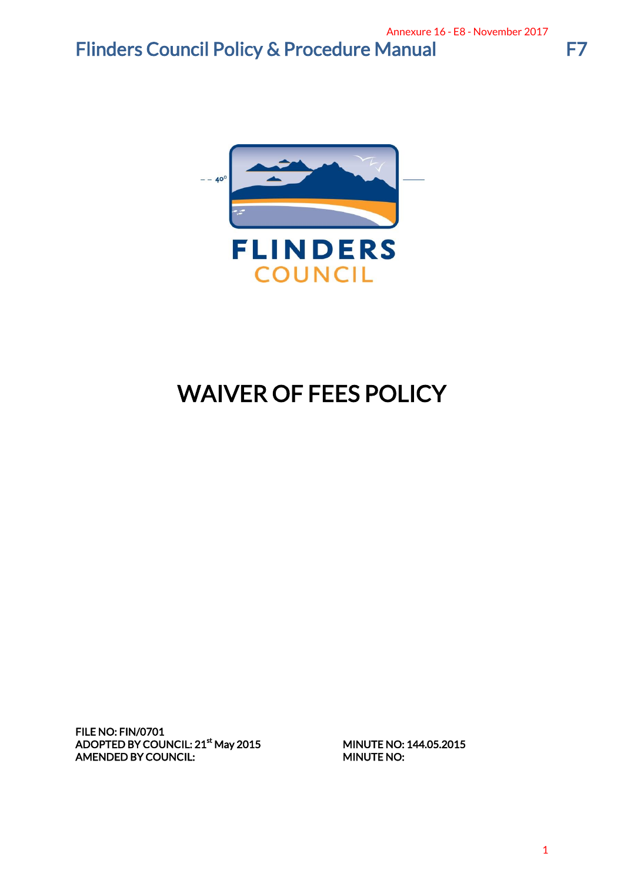Annexure 16 - E8 - November 2017

# Flinders Council Policy & Procedure Manual F7

FLINDERS COUNCIL

# WAIVER OF FEES POLICY

FILE NO: FIN/0701
ADOPTED BY COUNCIL: 21st May 2015 MINUTE NO: 144.05.2015
AMENDED BY COUNCIL: MINUTE NO: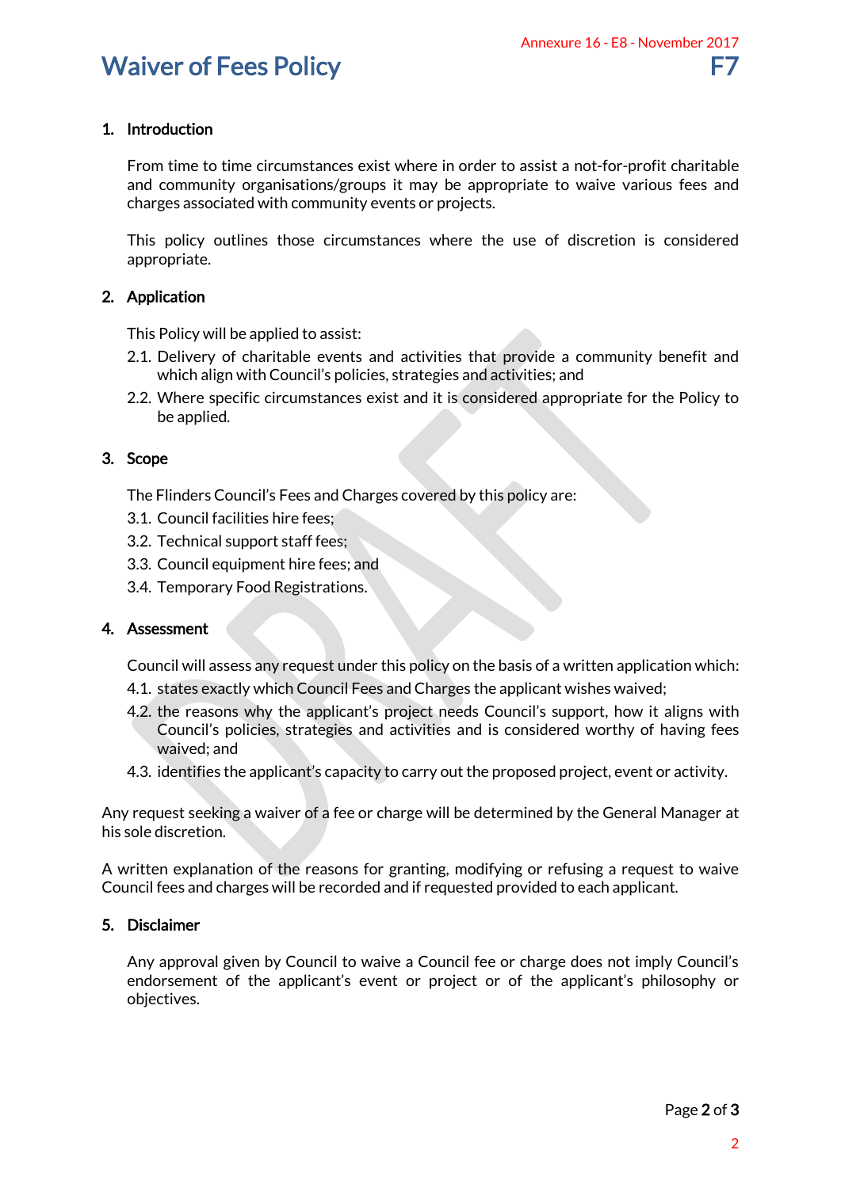# Waiver of Fees Policy

## 1. Introduction

From time to time circumstances exist where in order to assist a not-for-profit charitable and community organisations/groups it may be appropriate to waive various fees and charges associated with community events or projects.

This policy outlines those circumstances where the use of discretion is considered appropriate.

## 2. Application

This Policy will be applied to assist:

2.1. Delivery of charitable events and activities that provide a community benefit and which align with Council's policies, strategies and activities; and

2.2. Where specific circumstances exist and it is considered appropriate for the Policy to be applied.

## 3. Scope

The Flinders Council's Fees and Charges covered by this policy are:

3.1. Council facilities hire fees;

3.2. Technical support staff fees;

3.3. Council equipment hire fees; and

3.4. Temporary Food Registrations.

## 4. Assessment

Council will assess any request under this policy on the basis of a written application which:

4.1. states exactly which Council Fees and Charges the applicant wishes waived;

4.2. the reasons why the applicant's project needs Council's support, how it aligns with Council's policies, strategies and activities and is considered worthy of having fees waived; and

4.3. identifies the applicant's capacity to carry out the proposed project, event or activity.

Any request seeking a waiver of a fee or charge will be determined by the General Manager at his sole discretion.

A written explanation of the reasons for granting, modifying or refusing a request to waive Council fees and charges will be recorded and if requested provided to each applicant.

## 5. Disclaimer

Any approval given by Council to waive a Council fee or charge does not imply Council's endorsement of the applicant's event or project or of the applicant's philosophy or objectives.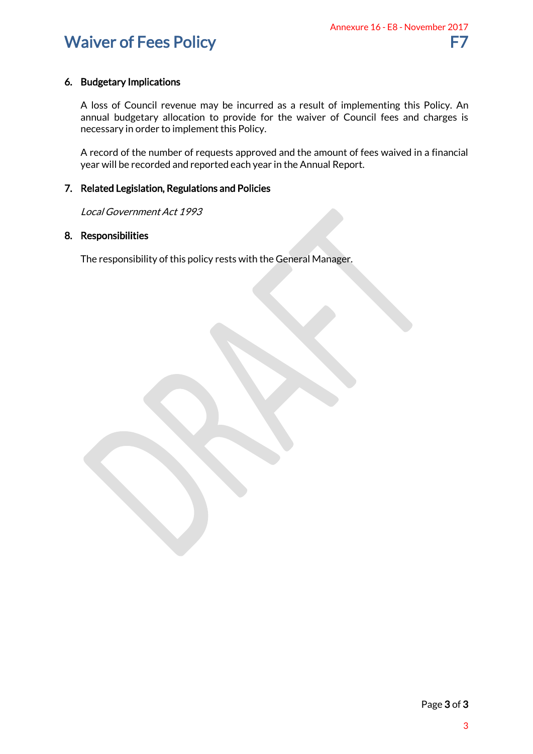## 6. Budgetary Implications

A loss of Council revenue may be incurred as a result of implementing this Policy. An annual budgetary allocation to provide for the waiver of Council fees and charges is necessary in order to implement this Policy.

A record of the number of requests approved and the amount of fees waived in a financial year will be recorded and reported each year in the Annual Report.

## 7. Related Legislation, Regulations and Policies

*Local Government Act 1993*

## 8. Responsibilities

The responsibility of this policy rests with the General Manager.